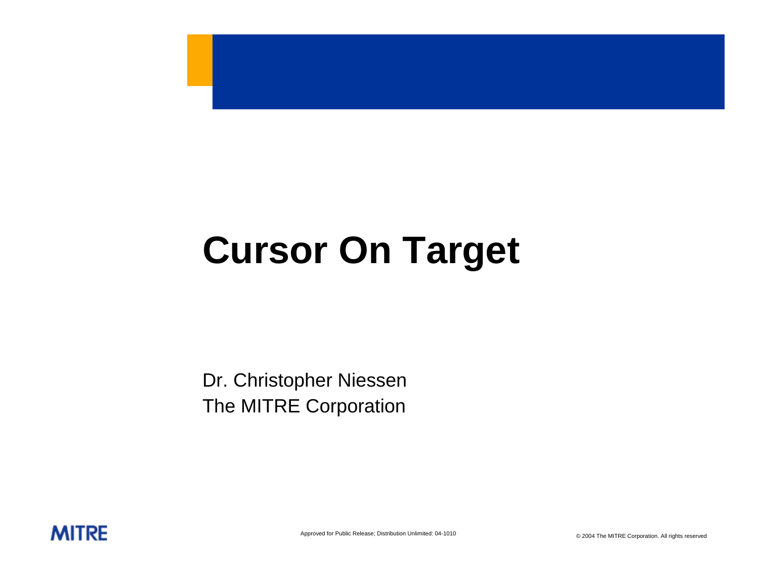# Cursor On Target

Dr. Christopher Niessen
The MITRE Corporation

MITRE

Approved for Public Release; Distribution Unlimited: 04-1010

© 2004 The MITRE Corporation. All rights reserved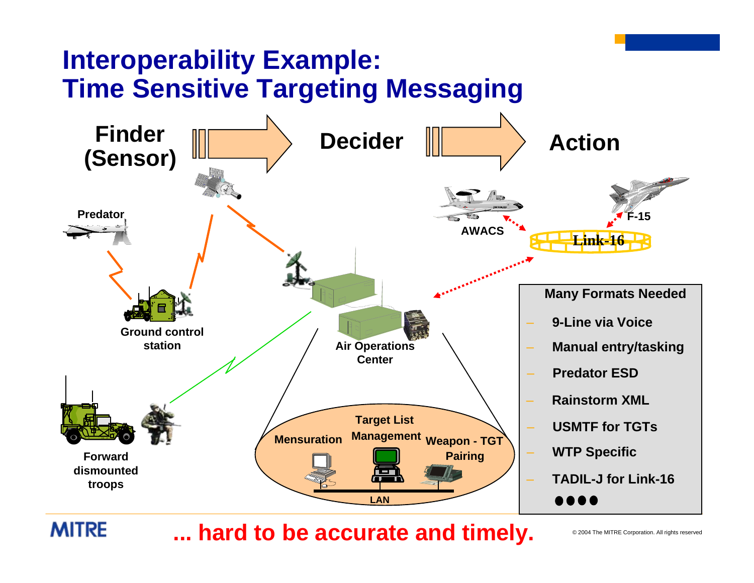# Interoperability Example: Time Sensitive Targeting Messaging

**Finder (Sensor)** → **Decider** → **Action**

Predator

Ground control station

Forward dismounted troops

Air Operations Center

Target List Management

Mensuration

Weapon - TGT Pairing

LAN

AWACS

F-15

Link-16

**Many Formats Needed**

- 9-Line via Voice
- Manual entry/tasking
- Predator ESD
- Rainstorm XML
- USMTF for TGTs
- WTP Specific
- TADIL-J for Link-16

●●●●

**... hard to be accurate and timely.**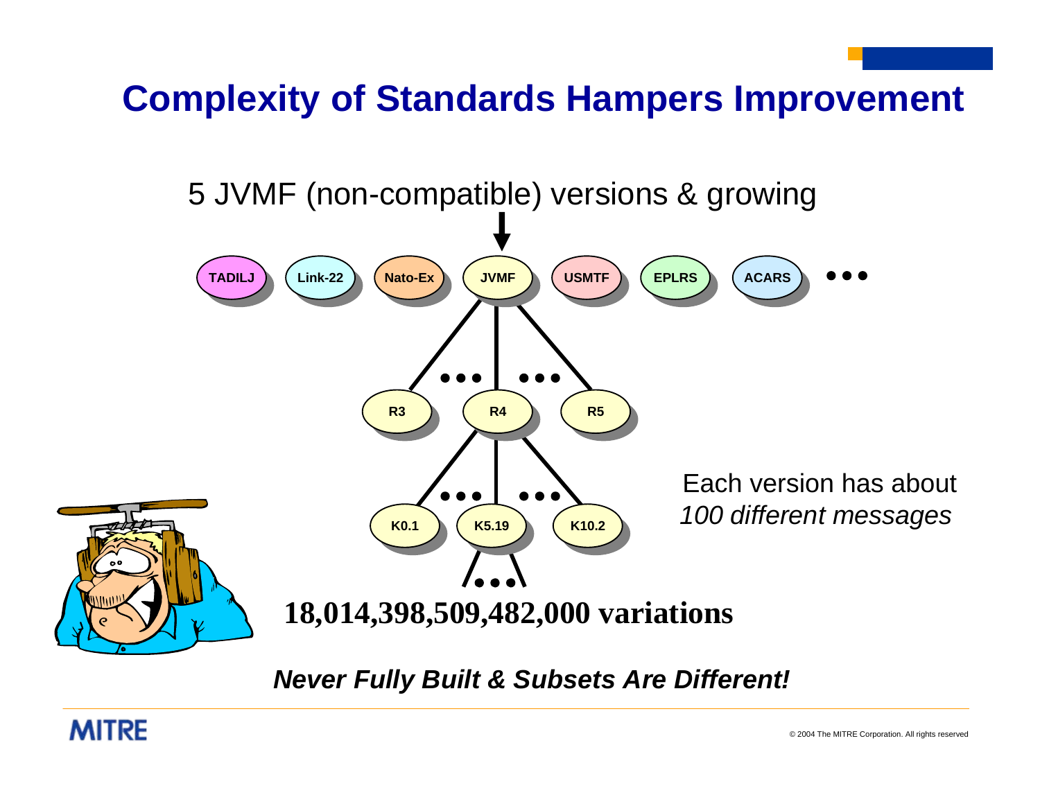# Complexity of Standards Hampers Improvement

5 JVMF (non-compatible) versions & growing

TADILJ · Link-22 · Nato-Ex · JVMF · USMTF · EPLRS · ACARS • • •

JVMF → R3 • • • R4 • • • R5

R4 → K0.1 • • • K5.19 • • • K10.2

Each version has about *100 different messages*

**18,014,398,509,482,000 variations**

***Never Fully Built & Subsets Are Different!***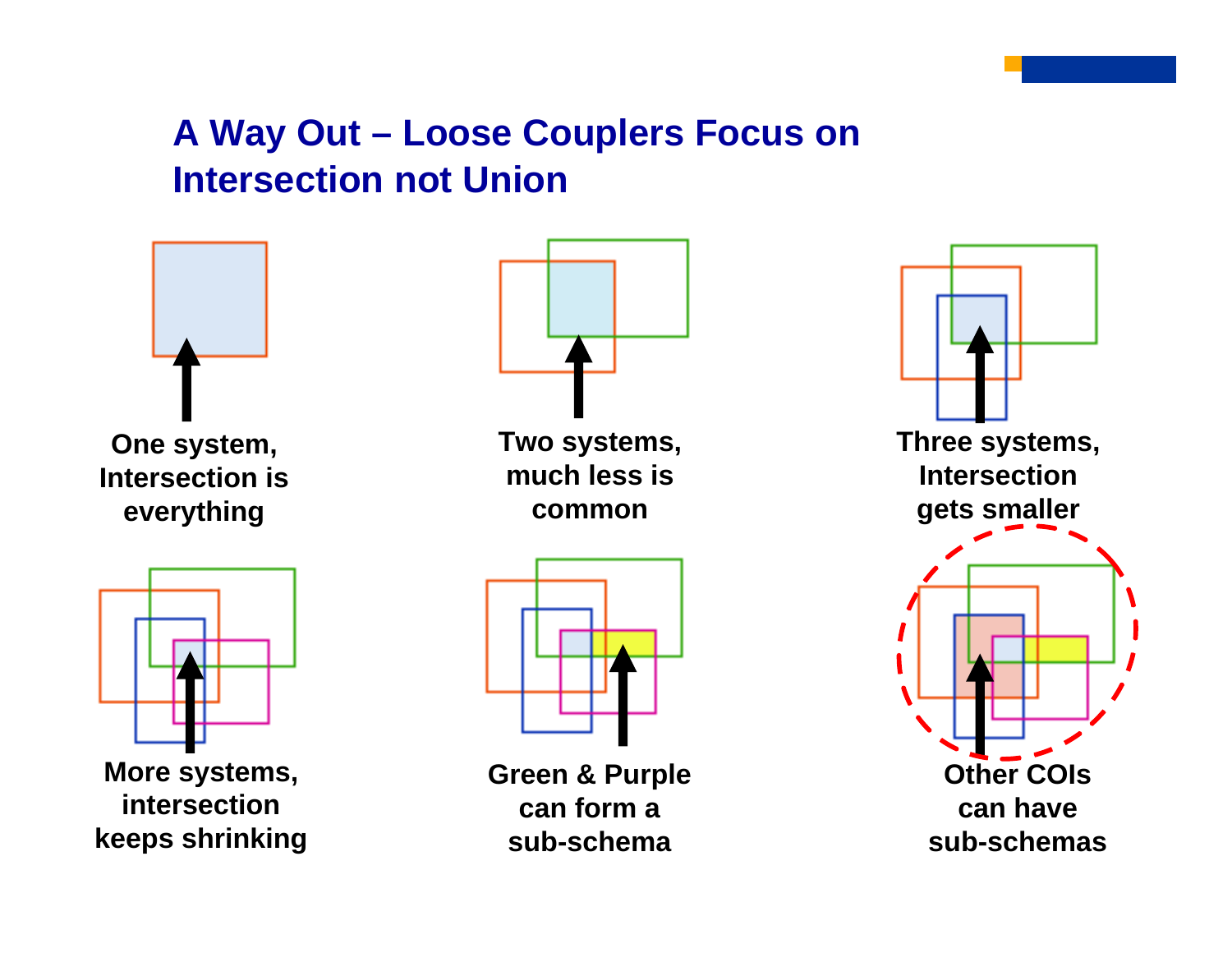# A Way Out – Loose Couplers Focus on Intersection not Union

One system, Intersection is everything

Two systems, much less is common

Three systems, Intersection gets smaller

More systems, intersection keeps shrinking

Green & Purple can form a sub-schema

Other COIs can have sub-schemas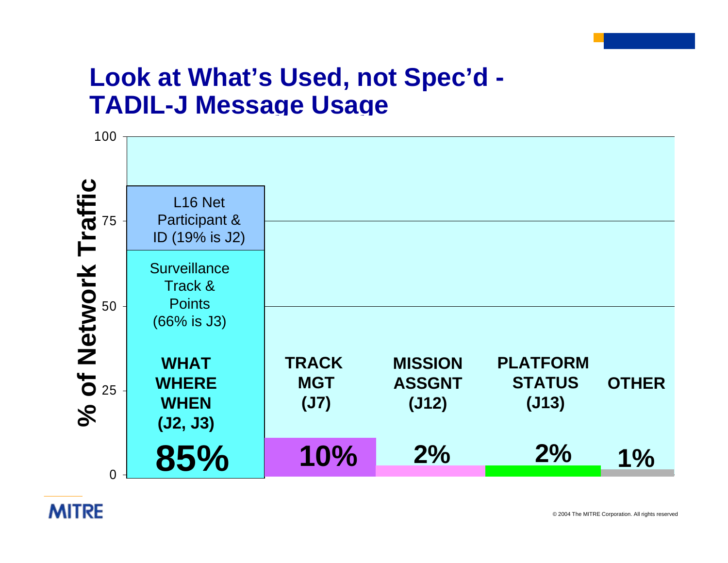# Look at What's Used, not Spec'd - TADIL-J Message Usage

| Category | % of Network Traffic |
| --- | --- |
| **WHAT WHERE WHEN (J2, J3)** — L16 Net Participant & ID (19% is J2); Surveillance Track & Points (66% is J3) | **85%** |
| **TRACK MGT (J7)** | **10%** |
| **MISSION ASSGNT (J12)** | **2%** |
| **PLATFORM STATUS (J13)** | **2%** |
| **OTHER** | **1%** |

© 2004 The MITRE Corporation. All rights reserved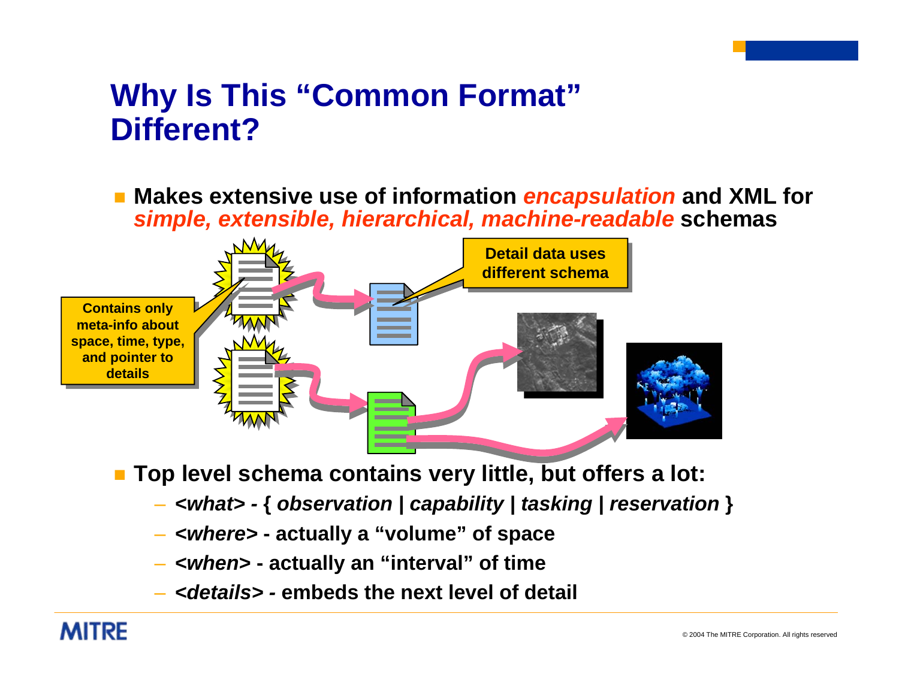# Why Is This "Common Format" Different?

- **Makes extensive use of information *encapsulation* and XML for *simple, extensible, hierarchical, machine-readable* schemas**

Contains only meta-info about space, time, type, and pointer to details

Detail data uses different schema

- **Top level schema contains very little, but offers a lot:**
  - ***<what> -* { *observation* | *capability* | *tasking* | *reservation* }**
  - ***<where>* - actually a "volume" of space**
  - ***<when>* - actually an "interval" of time**
  - ***<details> -* embeds the next level of detail**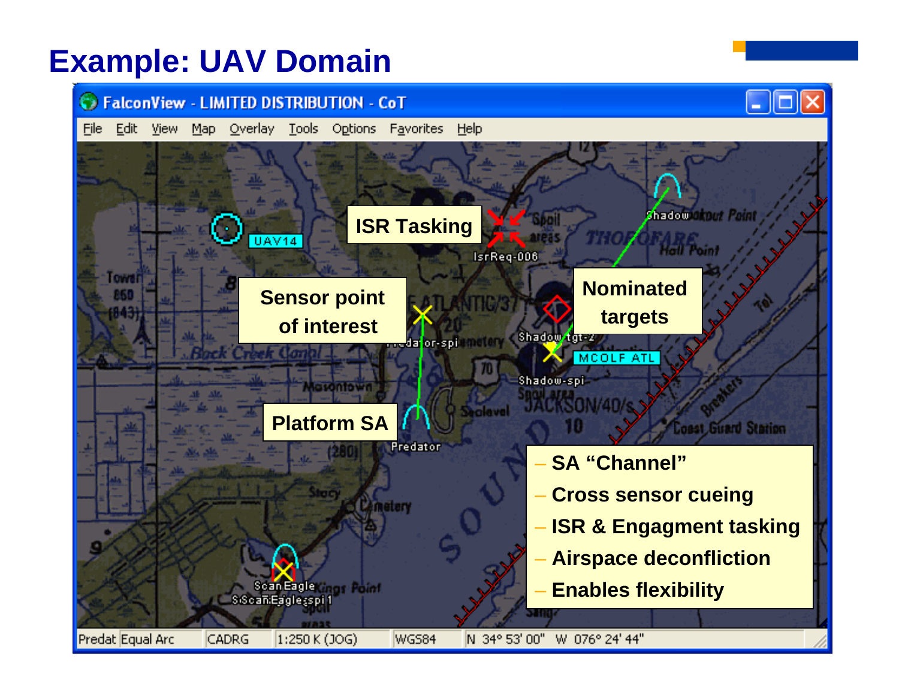# Example: UAV Domain

FalconView - LIMITED DISTRIBUTION - CoT

File Edit View Map Overlay Tools Options Favorites Help

ISR Tasking

Sensor point of interest

Platform SA

Nominated targets

- SA "Channel"
- Cross sensor cueing
- ISR & Engagment tasking
- Airspace deconfliction
- Enables flexibility

Predat Equal Arc | CADRG | 1:250 K (JOG) | WGS84 | N 34° 53' 00" W 076° 24' 44"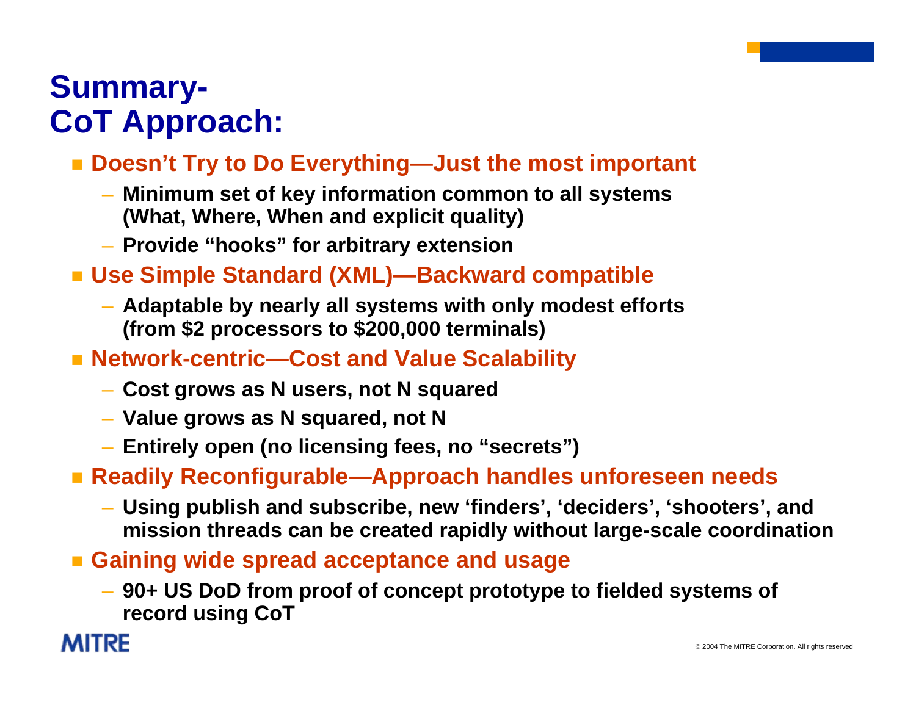# Summary- CoT Approach:

- **Doesn't Try to Do Everything—Just the most important**
  - Minimum set of key information common to all systems (What, Where, When and explicit quality)
  - Provide "hooks" for arbitrary extension
- **Use Simple Standard (XML)—Backward compatible**
  - Adaptable by nearly all systems with only modest efforts (from $2 processors to $200,000 terminals)
- **Network-centric—Cost and Value Scalability**
  - Cost grows as N users, not N squared
  - Value grows as N squared, not N
  - Entirely open (no licensing fees, no "secrets")
- **Readily Reconfigurable—Approach handles unforeseen needs**
  - Using publish and subscribe, new 'finders', 'deciders', 'shooters', and mission threads can be created rapidly without large-scale coordination
- **Gaining wide spread acceptance and usage**
  - 90+ US DoD from proof of concept prototype to fielded systems of record using CoT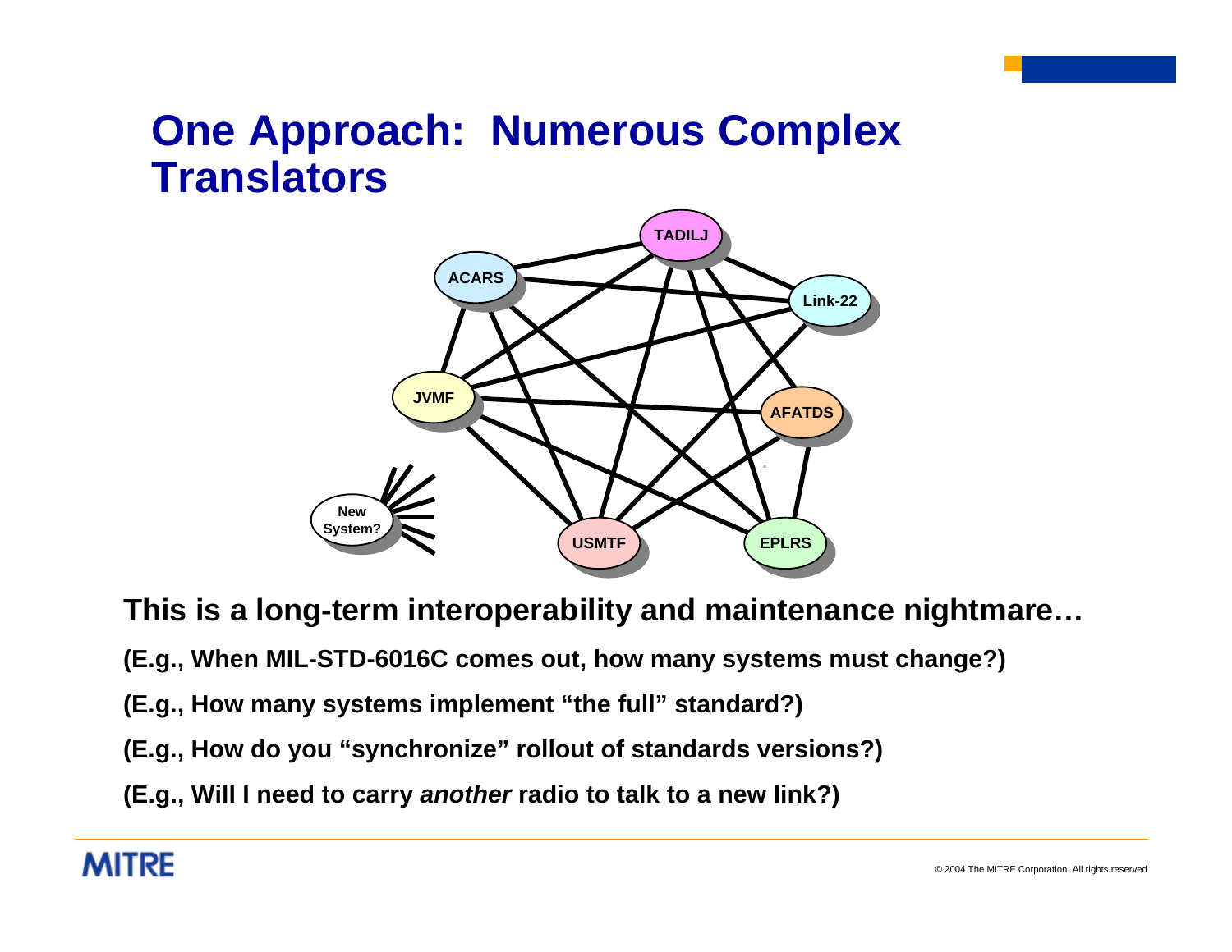# One Approach: Numerous Complex Translators

TADILJ

ACARS

Link-22

JVMF

AFATDS

New System?

USMTF

EPLRS

**This is a long-term interoperability and maintenance nightmare…**

**(E.g., When MIL-STD-6016C comes out, how many systems must change?)**

**(E.g., How many systems implement "the full" standard?)**

**(E.g., How do you "synchronize" rollout of standards versions?)**

**(E.g., Will I need to carry *another* radio to talk to a new link?)**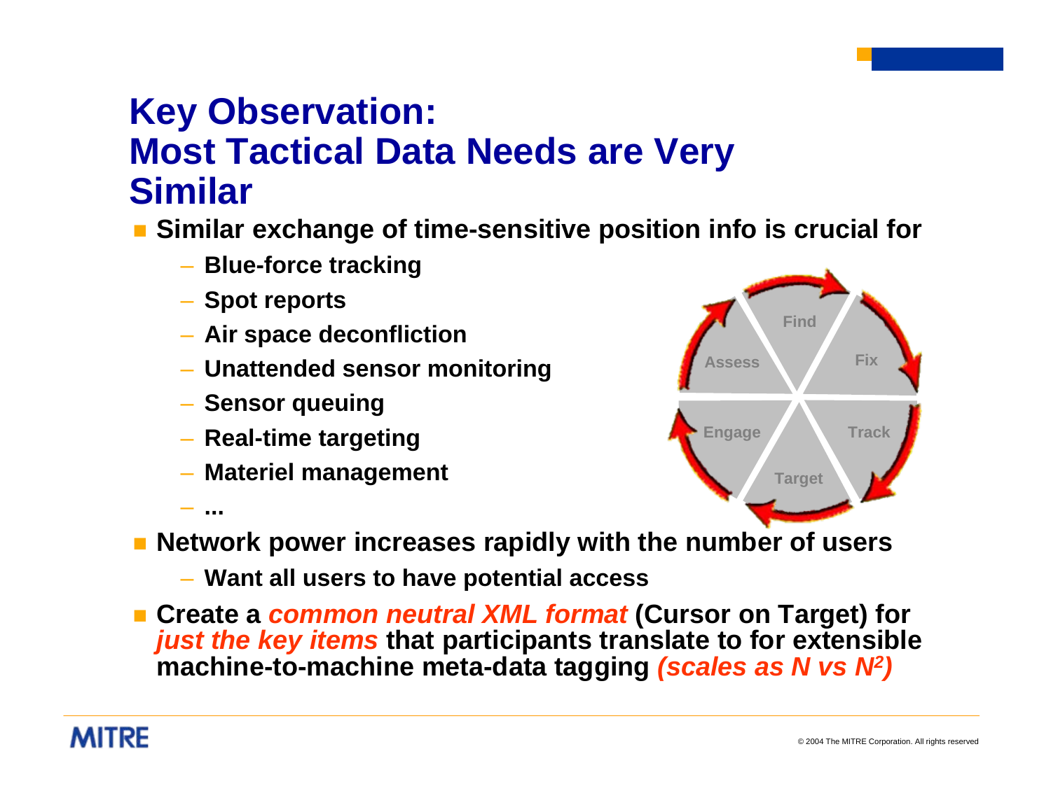# Key Observation: Most Tactical Data Needs are Very Similar

- **Similar exchange of time-sensitive position info is crucial for**
  - **Blue-force tracking**
  - **Spot reports**
  - **Air space deconfliction**
  - **Unattended sensor monitoring**
  - **Sensor queuing**
  - **Real-time targeting**
  - **Materiel management**
  - **...**

Find, Fix, Track, Target, Engage, Assess

- **Network power increases rapidly with the number of users**
  - **Want all users to have potential access**
- **Create a *common neutral XML format* (Cursor on Target) for *just the key items* that participants translate to for extensible machine-to-machine meta-data tagging *(scales as N vs $N^2$)***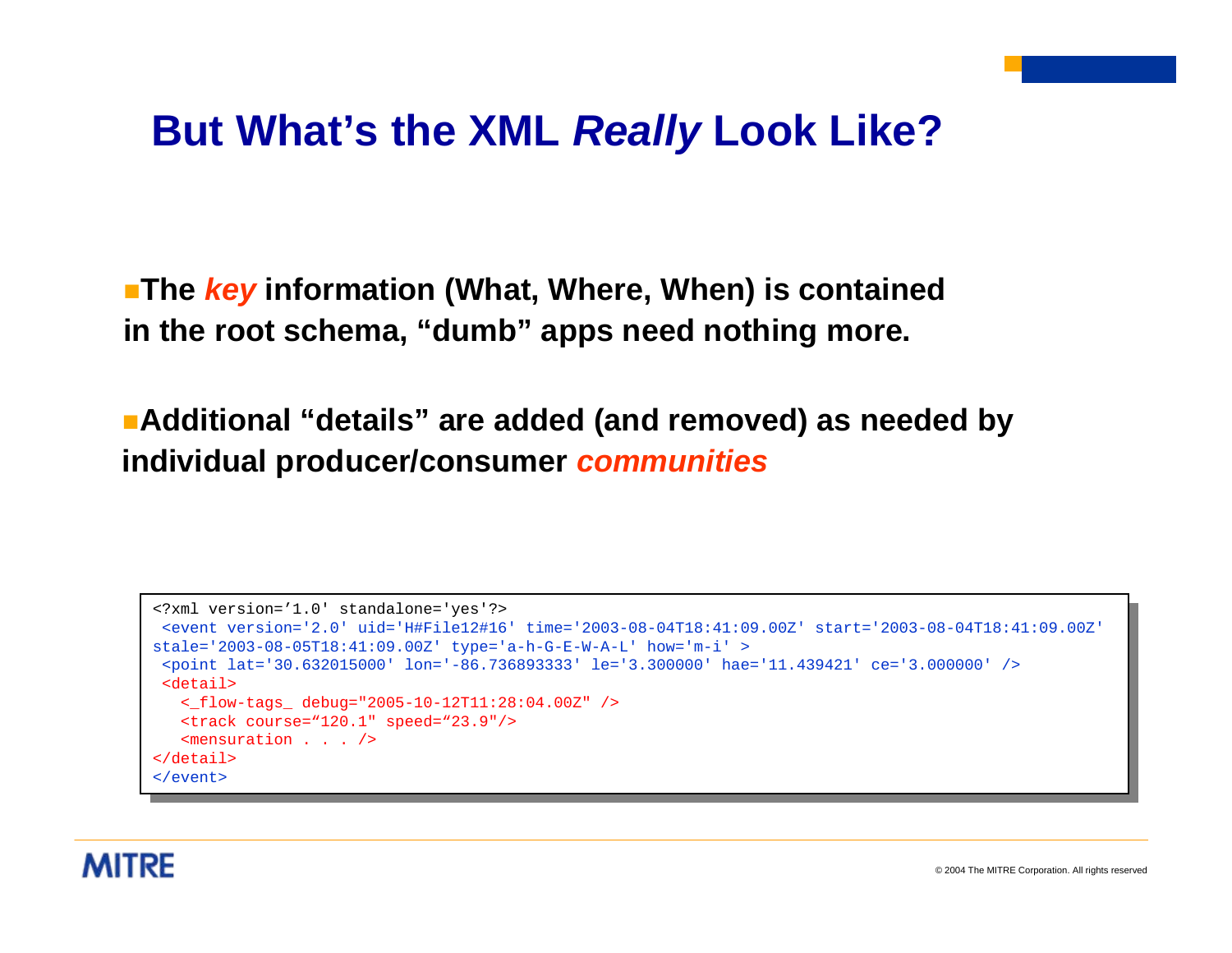# But What's the XML *Really* Look Like?

- **The *key* information (What, Where, When) is contained in the root schema, "dumb" apps need nothing more.**

- **Additional "details" are added (and removed) as needed by individual producer/consumer *communities***

```
<?xml version='1.0' standalone='yes'?>
 <event version='2.0' uid='H#File12#16' time='2003-08-04T18:41:09.00Z' start='2003-08-04T18:41:09.00Z'
stale='2003-08-05T18:41:09.00Z' type='a-h-G-E-W-A-L' how='m-i' >
 <point lat='30.632015000' lon='-86.736893333' le='3.300000' hae='11.439421' ce='3.000000' />
 <detail>
   <_flow-tags_ debug="2005-10-12T11:28:04.00Z" />
   <track course="120.1" speed="23.9"/>
   <mensuration . . . />
</detail>
</event>
```

MITRE

© 2004 The MITRE Corporation. All rights reserved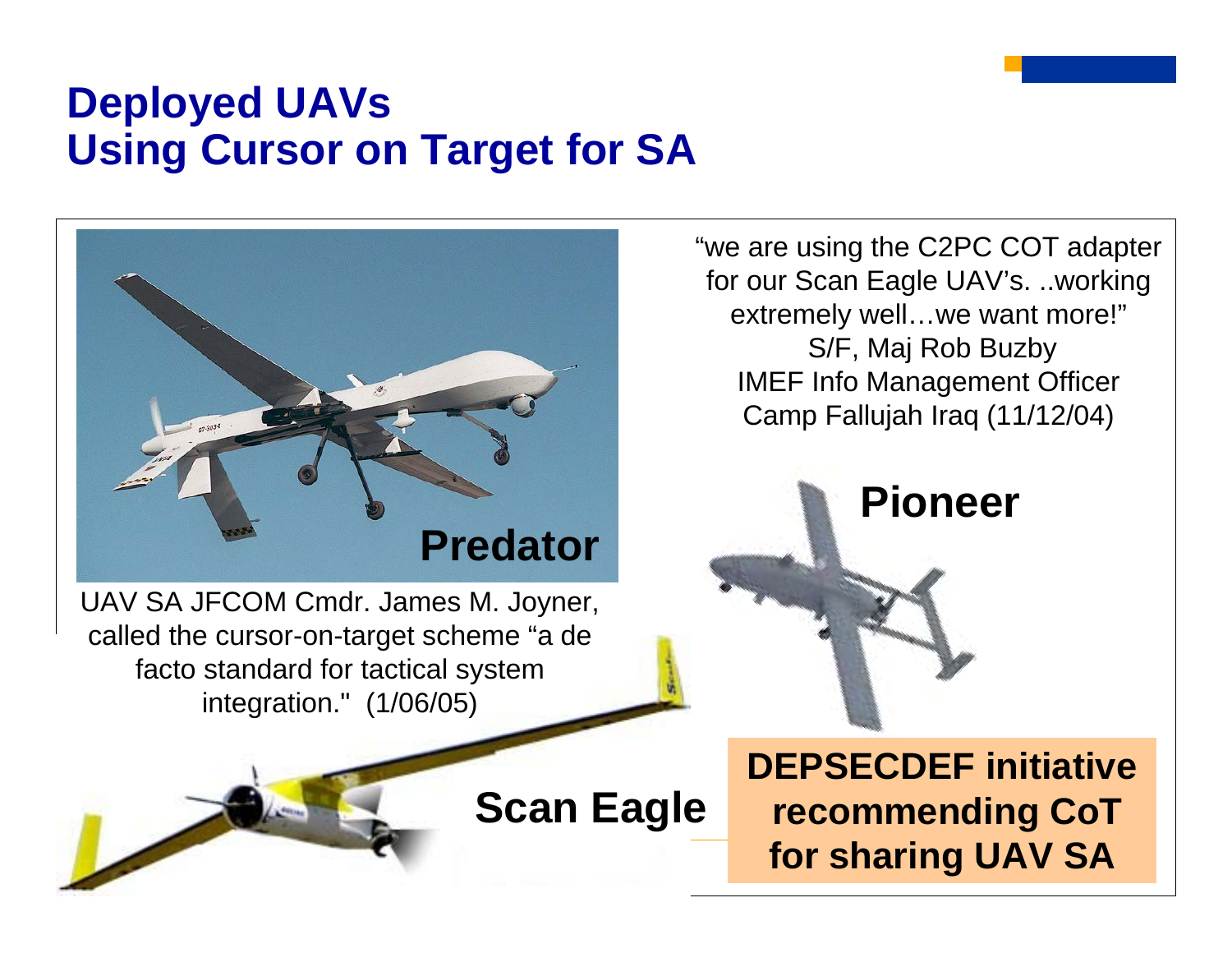# Deployed UAVs Using Cursor on Target for SA

Predator

UAV SA JFCOM Cmdr. James M. Joyner, called the cursor-on-target scheme "a de facto standard for tactical system integration." (1/06/05)

"we are using the C2PC COT adapter for our Scan Eagle UAV's. ..working extremely well…we want more!"
S/F, Maj Rob Buzby
IMEF Info Management Officer
Camp Fallujah Iraq (11/12/04)

Pioneer

Scan Eagle

**DEPSECDEF initiative recommending CoT for sharing UAV SA**